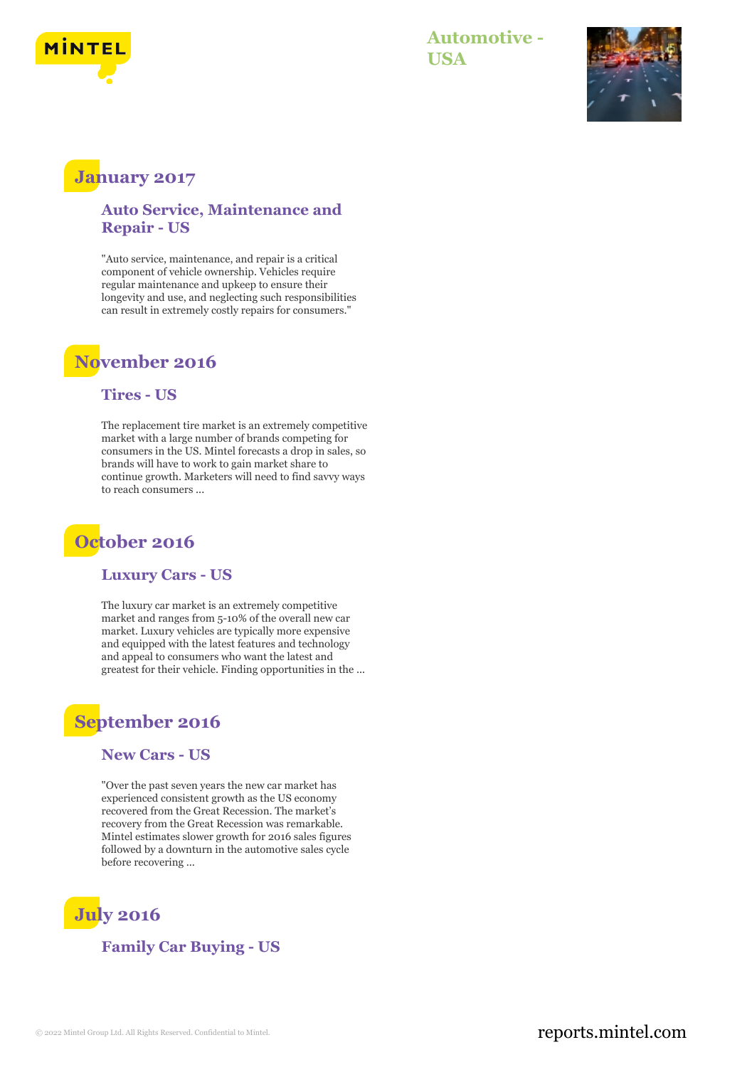# Automotive - USA

## January 2017

### Auto Service, Maintenance and Repair - US

"Auto service, maintenance, and repair is a critical component of vehicle ownership. Vehicles require regular maintenance and upkeep to ensure their longevity and use, and neglecting such responsibilities can result in extremely costly repairs for consumers."

## November 2016

### Tires - US

The replacement tire market is an extremely competitive market with a large number of brands competing for consumers in the US. Mintel forecasts a drop in sales, so brands will have to work to gain market share to continue growth. Marketers will need to find savvy ways to reach consumers ...

## October 2016

### Luxury Cars - US

The luxury car market is an extremely competitive market and ranges from 5-10% of the overall new car market. Luxury vehicles are typically more expensive and equipped with the latest features and technology and appeal to consumers who want the latest and greatest for their vehicle. Finding opportunities in the ...

## September 2016

### New Cars - US

"Over the past seven years the new car market has experienced consistent growth as the US economy recovered from the Great Recession. The market's recovery from the Great Recession was remarkable. Mintel estimates slower growth for 2016 sales figures followed by a downturn in the automotive sales cycle before recovering ...

## July 2016

### Family Car Buying - US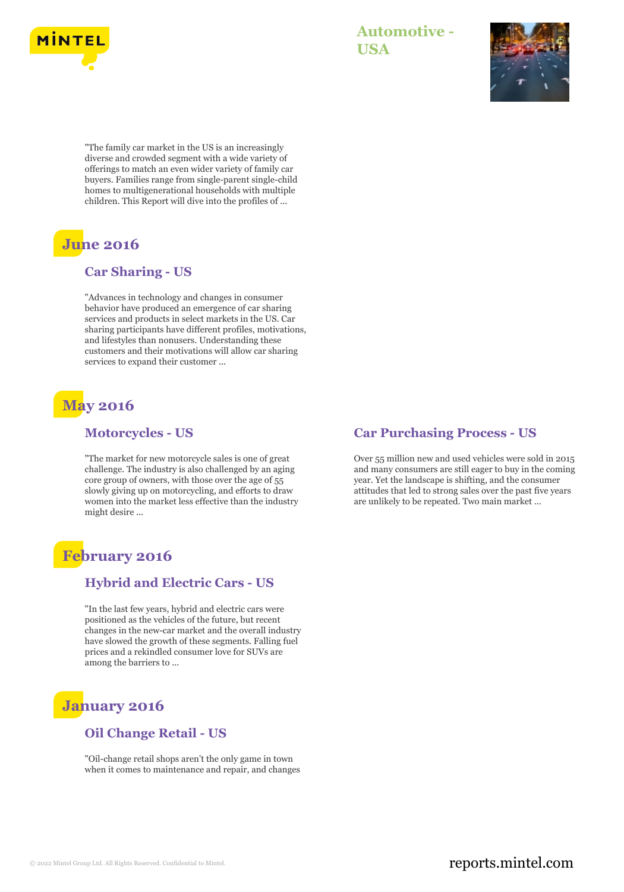"The family car market in the US is an increasingly diverse and crowded segment with a wide variety of offerings to match an even wider variety of family car buyers. Families range from single-parent single-child homes to multigenerational households with multiple children. This Report will dive into the profiles of ...

## June 2016

### Car Sharing - US

"Advances in technology and changes in consumer behavior have produced an emergence of car sharing services and products in select markets in the US. Car sharing participants have different profiles, motivations, and lifestyles than nonusers. Understanding these customers and their motivations will allow car sharing services to expand their customer ...

## May 2016

### Motorcycles - US

"The market for new motorcycle sales is one of great challenge. The industry is also challenged by an aging core group of owners, with those over the age of 55 slowly giving up on motorcycling, and efforts to draw women into the market less effective than the industry might desire ...

### Car Purchasing Process - US

Over 55 million new and used vehicles were sold in 2015 and many consumers are still eager to buy in the coming year. Yet the landscape is shifting, and the consumer attitudes that led to strong sales over the past five years are unlikely to be repeated. Two main market ...

## February 2016

### Hybrid and Electric Cars - US

"In the last few years, hybrid and electric cars were positioned as the vehicles of the future, but recent changes in the new-car market and the overall industry have slowed the growth of these segments. Falling fuel prices and a rekindled consumer love for SUVs are among the barriers to ...

## January 2016

### Oil Change Retail - US

"Oil-change retail shops aren't the only game in town when it comes to maintenance and repair, and changes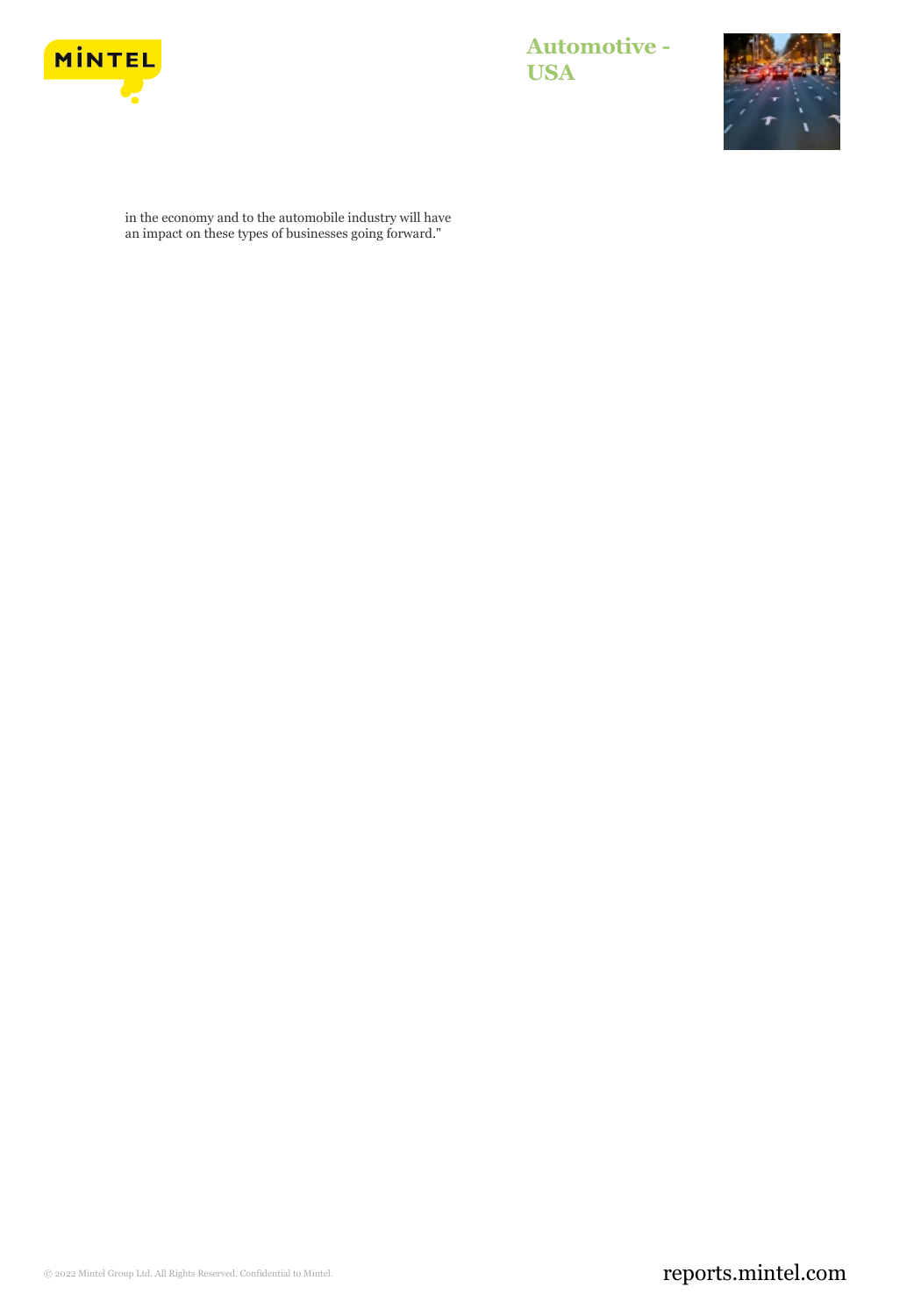in the economy and to the automobile industry will have an impact on these types of businesses going forward."